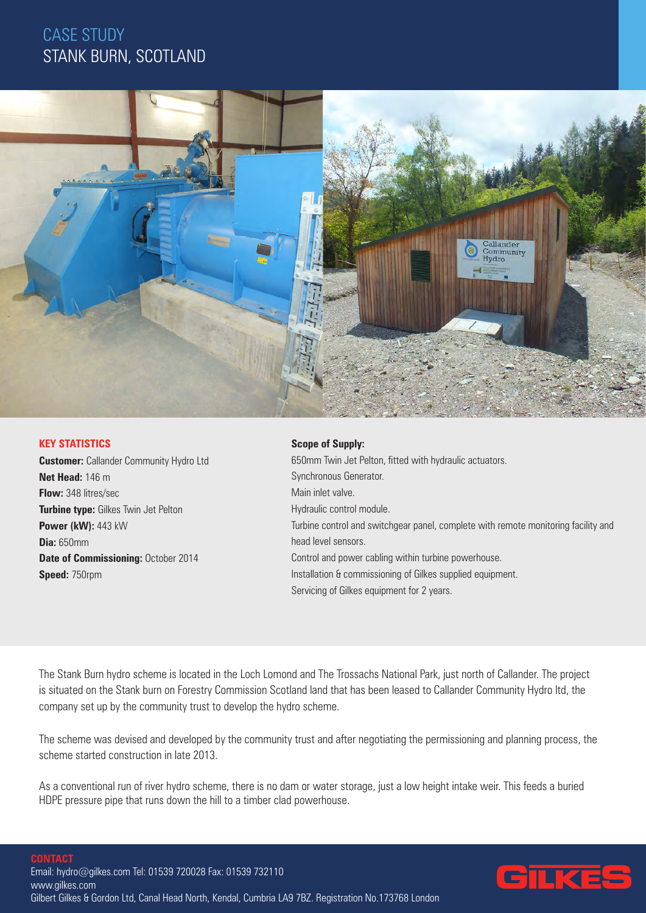# CASE STUDY
# STANK BURN, SCOTLAND

## KEY STATISTICS

**Customer:** Callander Community Hydro Ltd
**Net Head:** 146 m
**Flow:** 348 litres/sec
**Turbine type:** Gilkes Twin Jet Pelton
**Power (kW):** 443 kW
**Dia:** 650mm
**Date of Commissioning:** October 2014
**Speed:** 750rpm

**Scope of Supply:**

650mm Twin Jet Pelton, fitted with hydraulic actuators.
Synchronous Generator.
Main inlet valve.
Hydraulic control module.
Turbine control and switchgear panel, complete with remote monitoring facility and head level sensors.
Control and power cabling within turbine powerhouse.
Installation & commissioning of Gilkes supplied equipment.
Servicing of Gilkes equipment for 2 years.

The Stank Burn hydro scheme is located in the Loch Lomond and The Trossachs National Park, just north of Callander. The project is situated on the Stank burn on Forestry Commission Scotland land that has been leased to Callander Community Hydro ltd, the company set up by the community trust to develop the hydro scheme.

The scheme was devised and developed by the community trust and after negotiating the permissioning and planning process, the scheme started construction in late 2013.

As a conventional run of river hydro scheme, there is no dam or water storage, just a low height intake weir. This feeds a buried HDPE pressure pipe that runs down the hill to a timber clad powerhouse.

**CONTACT**
Email: hydro@gilkes.com Tel: 01539 720028 Fax: 01539 732110
www.gilkes.com
Gilbert Gilkes & Gordon Ltd, Canal Head North, Kendal, Cumbria LA9 7BZ. Registration No.173768 London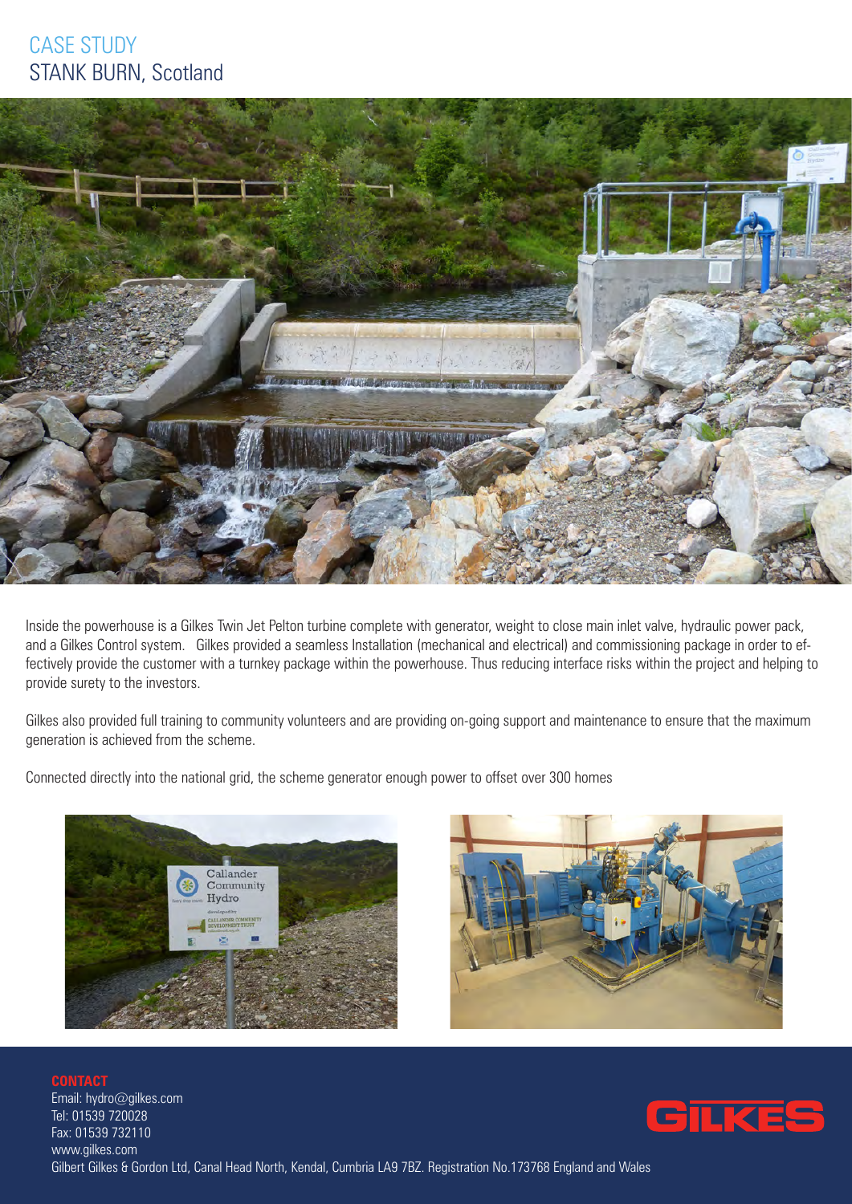# CASE STUDY
## STANK BURN, Scotland

Inside the powerhouse is a Gilkes Twin Jet Pelton turbine complete with generator, weight to close main inlet valve, hydraulic power pack, and a Gilkes Control system. Gilkes provided a seamless Installation (mechanical and electrical) and commissioning package in order to effectively provide the customer with a turnkey package within the powerhouse. Thus reducing interface risks within the project and helping to provide surety to the investors.

Gilkes also provided full training to community volunteers and are providing on-going support and maintenance to ensure that the maximum generation is achieved from the scheme.

Connected directly into the national grid, the scheme generator enough power to offset over 300 homes

**CONTACT**

Email: hydro@gilkes.com
Tel: 01539 720028
Fax: 01539 732110
www.gilkes.com
Gilbert Gilkes & Gordon Ltd, Canal Head North, Kendal, Cumbria LA9 7BZ. Registration No.173768 England and Wales